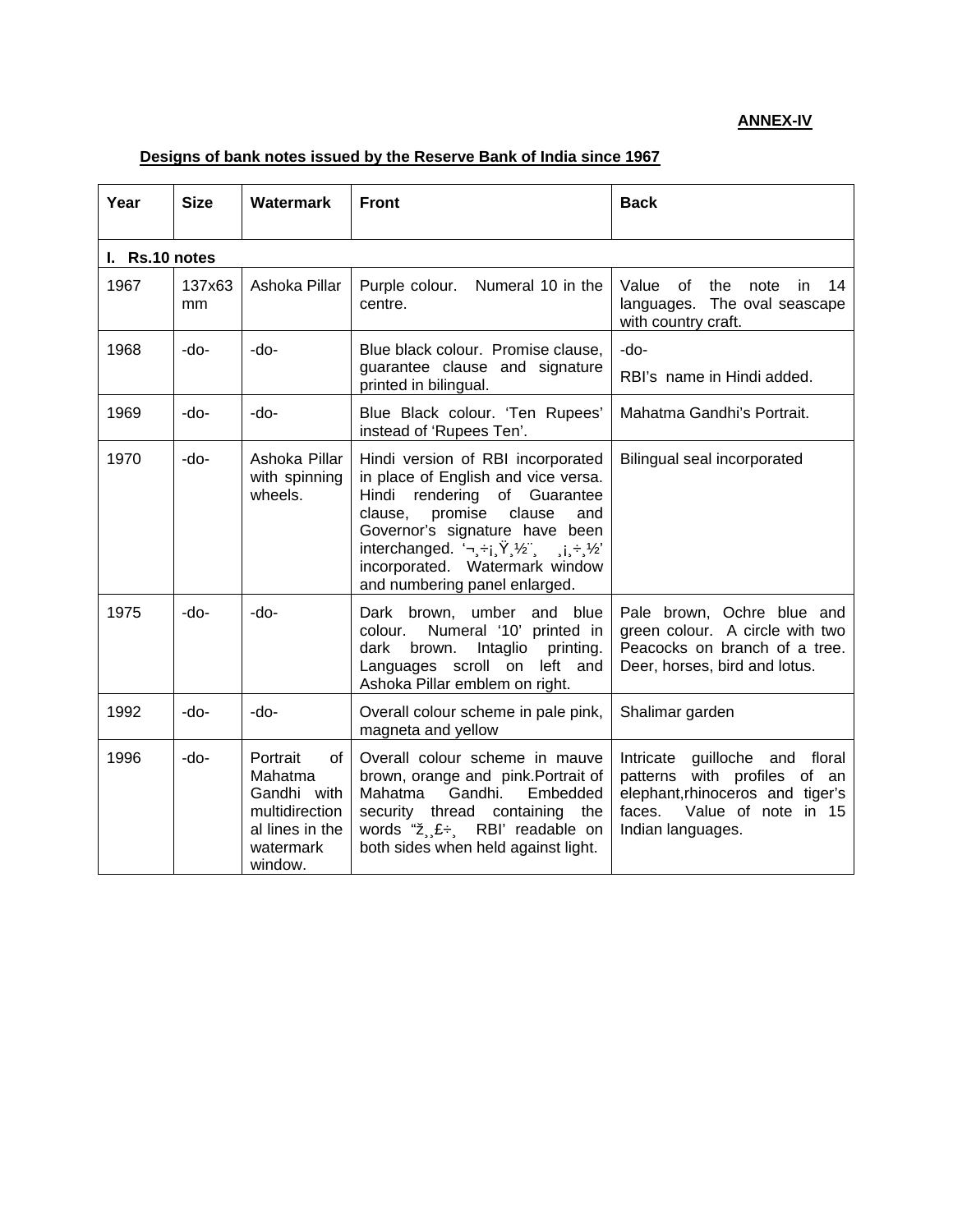**ANNEX-IV**

## Designs of bank notes issued by the Reserve Bank of India since 1967

| Year | Size | Watermark | Front | Back |
|---|---|---|---|---|
| **I. Rs.10 notes** | | | | |
| 1967 | 137x63 mm | Ashoka Pillar | Purple colour. Numeral 10 in the centre. | Value of the note in 14 languages. The oval seascape with country craft. |
| 1968 | -do- | -do- | Blue black colour. Promise clause, guarantee clause and signature printed in bilingual. | -do- RBI's name in Hindi added. |
| 1969 | -do- | -do- | Blue Black colour. 'Ten Rupees' instead of 'Rupees Ten'. | Mahatma Gandhi's Portrait. |
| 1970 | -do- | Ashoka Pillar with spinning wheels. | Hindi version of RBI incorporated in place of English and vice versa. Hindi rendering of Guarantee clause, promise clause and Governor's signature have been interchanged. '¬¸÷¡¸Ÿ¸½¨¸ ¸¡¸÷¸½' incorporated. Watermark window and numbering panel enlarged. | Bilingual seal incorporated |
| 1975 | -do- | -do- | Dark brown, umber and blue colour. Numeral '10' printed in dark brown. Intaglio printing. Languages scroll on left and Ashoka Pillar emblem on right. | Pale brown, Ochre blue and green colour. A circle with two Peacocks on branch of a tree. Deer, horses, bird and lotus. |
| 1992 | -do- | -do- | Overall colour scheme in pale pink, magneta and yellow | Shalimar garden |
| 1996 | -do- | Portrait of Mahatma Gandhi with multidirectional lines in the watermark window. | Overall colour scheme in mauve brown, orange and pink.Portrait of Mahatma Gandhi. Embedded security thread containing the words "ž¸¸£÷¸ RBI' readable on both sides when held against light. | Intricate guilloche and floral patterns with profiles of an elephant,rhinoceros and tiger's faces. Value of note in 15 Indian languages. |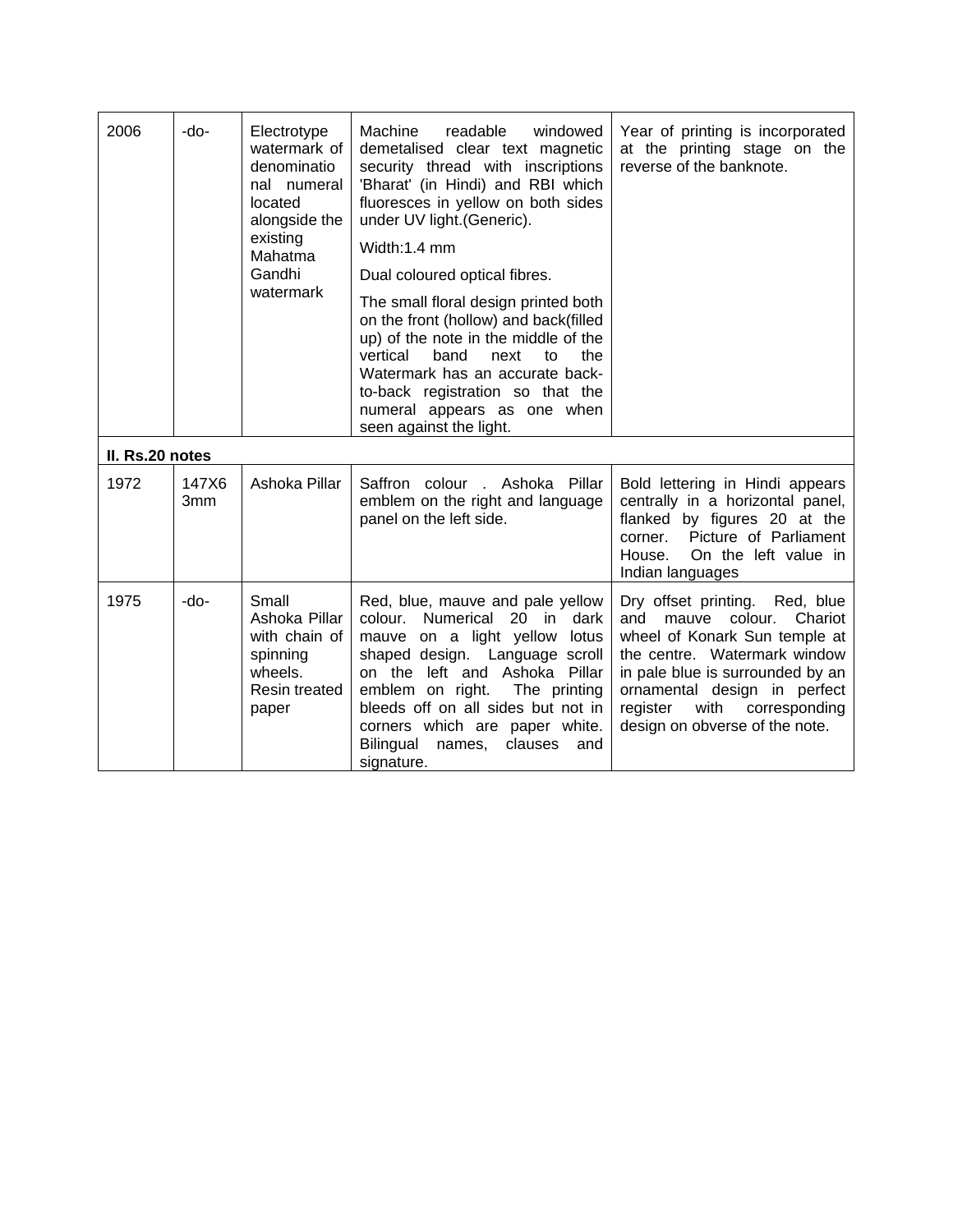| | | | | |
|---|---|---|---|---|
| 2006 | -do- | Electrotype watermark of denominational numeral located alongside the existing Mahatma Gandhi watermark | Machine readable windowed demetalised clear text magnetic security thread with inscriptions 'Bharat' (in Hindi) and RBI which fluoresces in yellow on both sides under UV light.(Generic). Width:1.4 mm Dual coloured optical fibres. The small floral design printed both on the front (hollow) and back(filled up) of the note in the middle of the vertical band next to the Watermark has an accurate back-to-back registration so that the numeral appears as one when seen against the light. | Year of printing is incorporated at the printing stage on the reverse of the banknote. |
| **II. Rs.20 notes** | | | | |
| 1972 | 147X63mm | Ashoka Pillar | Saffron colour . Ashoka Pillar emblem on the right and language panel on the left side. | Bold lettering in Hindi appears centrally in a horizontal panel, flanked by figures 20 at the corner. Picture of Parliament House. On the left value in Indian languages |
| 1975 | -do- | Small Ashoka Pillar with chain of spinning wheels. Resin treated paper | Red, blue, mauve and pale yellow colour. Numerical 20 in dark mauve on a light yellow lotus shaped design. Language scroll on the left and Ashoka Pillar emblem on right. The printing bleeds off on all sides but not in corners which are paper white. Bilingual names, clauses and signature. | Dry offset printing. Red, blue and mauve colour. Chariot wheel of Konark Sun temple at the centre. Watermark window in pale blue is surrounded by an ornamental design in perfect register with corresponding design on obverse of the note. |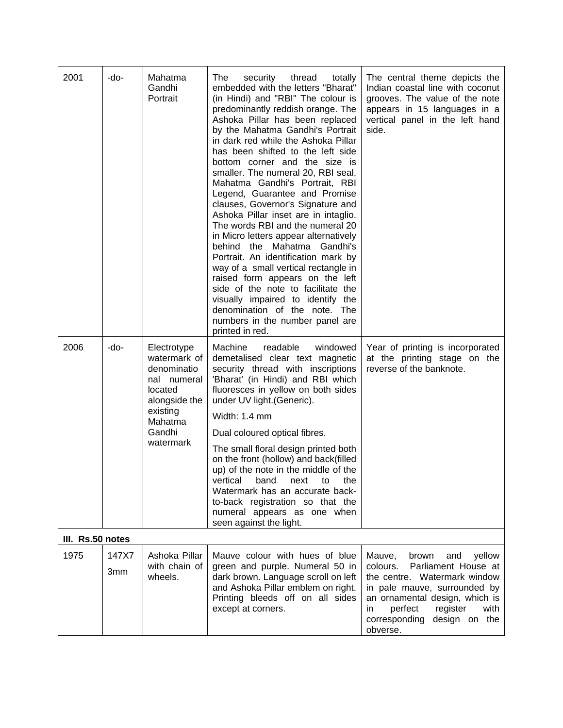| | | | | |
|---|---|---|---|---|
| 2001 | -do- | Mahatma Gandhi Portrait | The security thread totally embedded with the letters "Bharat" (in Hindi) and "RBI" The colour is predominantly reddish orange. The Ashoka Pillar has been replaced by the Mahatma Gandhi's Portrait in dark red while the Ashoka Pillar has been shifted to the left side bottom corner and the size is smaller. The numeral 20, RBI seal, Mahatma Gandhi's Portrait, RBI Legend, Guarantee and Promise clauses, Governor's Signature and Ashoka Pillar inset are in intaglio. The words RBI and the numeral 20 in Micro letters appear alternatively behind the Mahatma Gandhi's Portrait. An identification mark by way of a small vertical rectangle in raised form appears on the left side of the note to facilitate the visually impaired to identify the denomination of the note. The numbers in the number panel are printed in red. | The central theme depicts the Indian coastal line with coconut grooves. The value of the note appears in 15 languages in a vertical panel in the left hand side. |
| 2006 | -do- | Electrotype watermark of denominational numeral located alongside the existing Mahatma Gandhi watermark | Machine readable windowed demetalised clear text magnetic security thread with inscriptions 'Bharat' (in Hindi) and RBI which fluoresces in yellow on both sides under UV light.(Generic).<br><br>Width: 1.4 mm<br><br>Dual coloured optical fibres.<br><br>The small floral design printed both on the front (hollow) and back(filled up) of the note in the middle of the vertical band next to the Watermark has an accurate back-to-back registration so that the numeral appears as one when seen against the light. | Year of printing is incorporated at the printing stage on the reverse of the banknote. |
| **III. Rs.50 notes** | | | | |
| 1975 | 147X73mm | Ashoka Pillar with chain of wheels. | Mauve colour with hues of blue green and purple. Numeral 50 in dark brown. Language scroll on left and Ashoka Pillar emblem on right. Printing bleeds off on all sides except at corners. | Mauve, brown and yellow colours. Parliament House at the centre. Watermark window in pale mauve, surrounded by an ornamental design, which is in perfect register with corresponding design on the obverse. |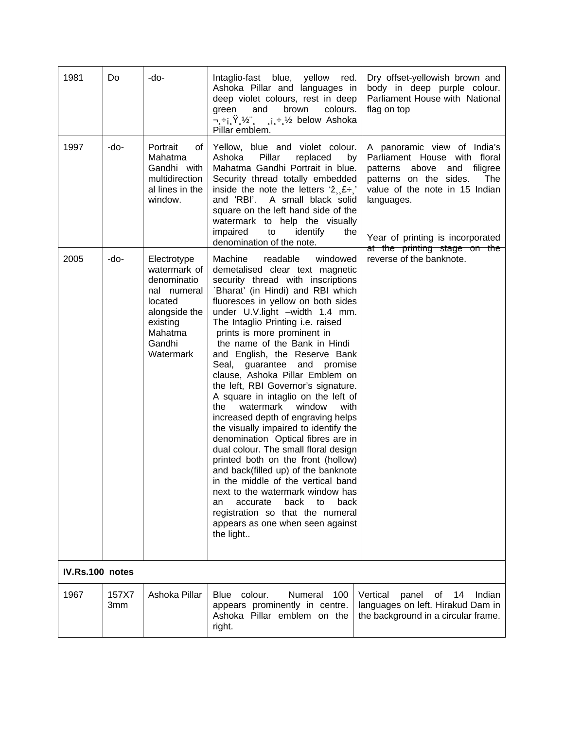| | | | | |
|---|---|---|---|---|
| 1981 | Do | -do- | Intaglio-fast blue, yellow red. Ashoka Pillar and languages in deep violet colours, rest in deep green and brown colours. ¬¸÷¡¸Ÿ¸½¨¸ ¸¡¸÷¸½ below Ashoka Pillar emblem. | Dry offset-yellowish brown and body in deep purple colour. Parliament House with National flag on top |
| 1997 | -do- | Portrait of Mahatma Gandhi with multidirectional lines in the window. | Yellow, blue and violet colour. Ashoka Pillar replaced by Mahatma Gandhi Portrait in blue. Security thread totally embedded inside the note the letters 'ž¸¸£÷¸' and 'RBI'. A small black solid square on the left hand side of the watermark to help the visually impaired to identify the denomination of the note. | A panoramic view of India's Parliament House with floral patterns above and filigree patterns on the sides. The value of the note in 15 Indian languages. Year of printing is incorporated at the printing stage on the reverse of the banknote. |
| 2005 | -do- | Electrotype watermark of denominational numeral located alongside the existing Mahatma Gandhi Watermark | Machine readable windowed demetalised clear text magnetic security thread with inscriptions `Bharat' (in Hindi) and RBI which fluoresces in yellow on both sides under U.V.light –width 1.4 mm. The Intaglio Printing i.e. raised prints is more prominent in the name of the Bank in Hindi and English, the Reserve Bank Seal, guarantee and promise clause, Ashoka Pillar Emblem on the left, RBI Governor's signature. A square in intaglio on the left of the watermark window with increased depth of engraving helps the visually impaired to identify the denomination Optical fibres are in dual colour. The small floral design printed both on the front (hollow) and back(filled up) of the banknote in the middle of the vertical band next to the watermark window has an accurate back to back registration so that the numeral appears as one when seen against the light.. | |
| **IV.Rs.100 notes** | | | | |
| 1967 | 157X73mm | Ashoka Pillar | Blue colour. Numeral 100 appears prominently in centre. Ashoka Pillar emblem on the right. | Vertical panel of 14 Indian languages on left. Hirakud Dam in the background in a circular frame. |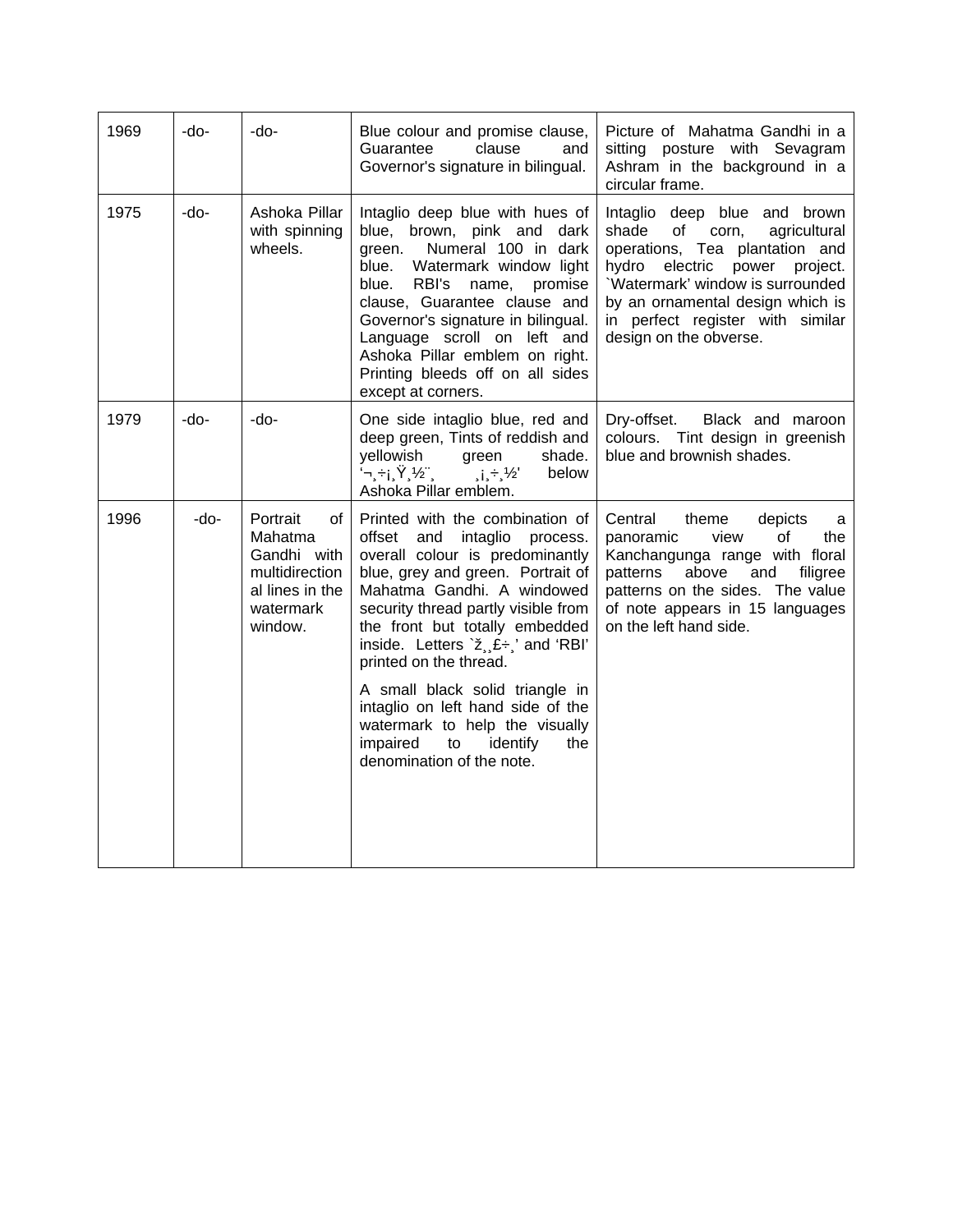| | | | | |
|---|---|---|---|---|
| 1969 | -do- | -do- | Blue colour and promise clause, Guarantee clause and Governor's signature in bilingual. | Picture of Mahatma Gandhi in a sitting posture with Sevagram Ashram in the background in a circular frame. |
| 1975 | -do- | Ashoka Pillar with spinning wheels. | Intaglio deep blue with hues of blue, brown, pink and dark green. Numeral 100 in dark blue. Watermark window light blue. RBI's name, promise clause, Guarantee clause and Governor's signature in bilingual. Language scroll on left and Ashoka Pillar emblem on right. Printing bleeds off on all sides except at corners. | Intaglio deep blue and brown shade of corn, agricultural operations, Tea plantation and hydro electric power project. `Watermark' window is surrounded by an ornamental design which is in perfect register with similar design on the obverse. |
| 1979 | -do- | -do- | One side intaglio blue, red and deep green, Tints of reddish and yellowish green shade. '¬¸÷¡¸Ÿ¸½¨¸ ¸¡¸÷¸½' below Ashoka Pillar emblem. | Dry-offset. Black and maroon colours. Tint design in greenish blue and brownish shades. |
| 1996 | -do- | Portrait of Mahatma Gandhi with multidirectional lines in the watermark window. | Printed with the combination of offset and intaglio process. overall colour is predominantly blue, grey and green. Portrait of Mahatma Gandhi. A windowed security thread partly visible from the front but totally embedded inside. Letters `ž¸¸£÷¸' and 'RBI' printed on the thread.<br><br>A small black solid triangle in intaglio on left hand side of the watermark to help the visually impaired to identify the denomination of the note. | Central theme depicts a panoramic view of the Kanchangunga range with floral patterns above and filigree patterns on the sides. The value of note appears in 15 languages on the left hand side. |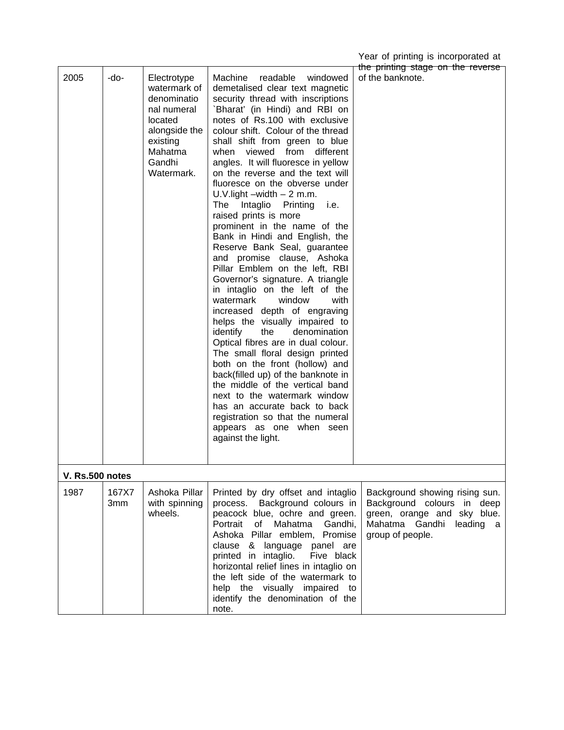| | | | | |
|---|---|---|---|---|
| 2005 | -do- | Electrotype watermark of denominational numeral located alongside the existing Mahatma Gandhi Watermark. | Machine readable windowed demetalised clear text magnetic security thread with inscriptions `Bharat' (in Hindi) and RBI on notes of Rs.100 with exclusive colour shift. Colour of the thread shall shift from green to blue when viewed from different angles. It will fluoresce in yellow on the reverse and the text will fluoresce on the obverse under U.V.light –width – 2 m.m. The Intaglio Printing i.e. raised prints is more prominent in the name of the Bank in Hindi and English, the Reserve Bank Seal, guarantee and promise clause, Ashoka Pillar Emblem on the left, RBI Governor's signature. A triangle in intaglio on the left of the watermark window with increased depth of engraving helps the visually impaired to identify the denomination Optical fibres are in dual colour. The small floral design printed both on the front (hollow) and back(filled up) of the banknote in the middle of the vertical band next to the watermark window has an accurate back to back registration so that the numeral appears as one when seen against the light. | Year of printing is incorporated at the printing stage on the reverse of the banknote. |
| **V. Rs.500 notes** | | | | |
| 1987 | 167X73mm | Ashoka Pillar with spinning wheels. | Printed by dry offset and intaglio process. Background colours in peacock blue, ochre and green. Portrait of Mahatma Gandhi, Ashoka Pillar emblem, Promise clause & language panel are printed in intaglio. Five black horizontal relief lines in intaglio on the left side of the watermark to help the visually impaired to identify the denomination of the note. | Background showing rising sun. Background colours in deep green, orange and sky blue. Mahatma Gandhi leading a group of people. |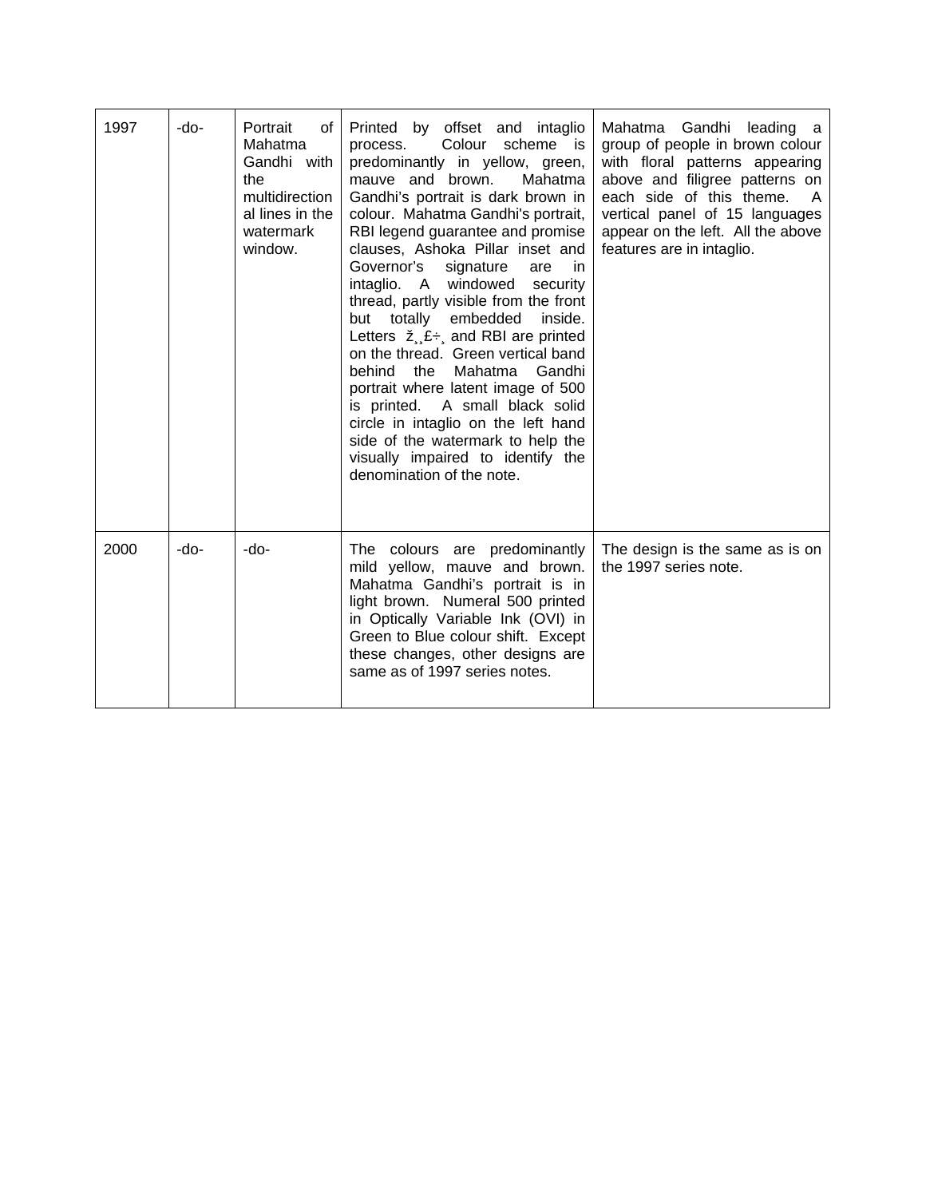| | | | | |
|---|---|---|---|---|
| 1997 | -do- | Portrait of Mahatma Gandhi with the multidirectional lines in the watermark window. | Printed by offset and intaglio process. Colour scheme is predominantly in yellow, green, mauve and brown. Mahatma Gandhi's portrait is dark brown in colour. Mahatma Gandhi's portrait, RBI legend guarantee and promise clauses, Ashoka Pillar inset and Governor's signature are in intaglio. A windowed security thread, partly visible from the front but totally embedded inside. Letters ž¸¸£÷¸ and RBI are printed on the thread. Green vertical band behind the Mahatma Gandhi portrait where latent image of 500 is printed. A small black solid circle in intaglio on the left hand side of the watermark to help the visually impaired to identify the denomination of the note. | Mahatma Gandhi leading a group of people in brown colour with floral patterns appearing above and filigree patterns on each side of this theme. A vertical panel of 15 languages appear on the left. All the above features are in intaglio. |
| 2000 | -do- | -do- | The colours are predominantly mild yellow, mauve and brown. Mahatma Gandhi's portrait is in light brown. Numeral 500 printed in Optically Variable Ink (OVI) in Green to Blue colour shift. Except these changes, other designs are same as of 1997 series notes. | The design is the same as is on the 1997 series note. |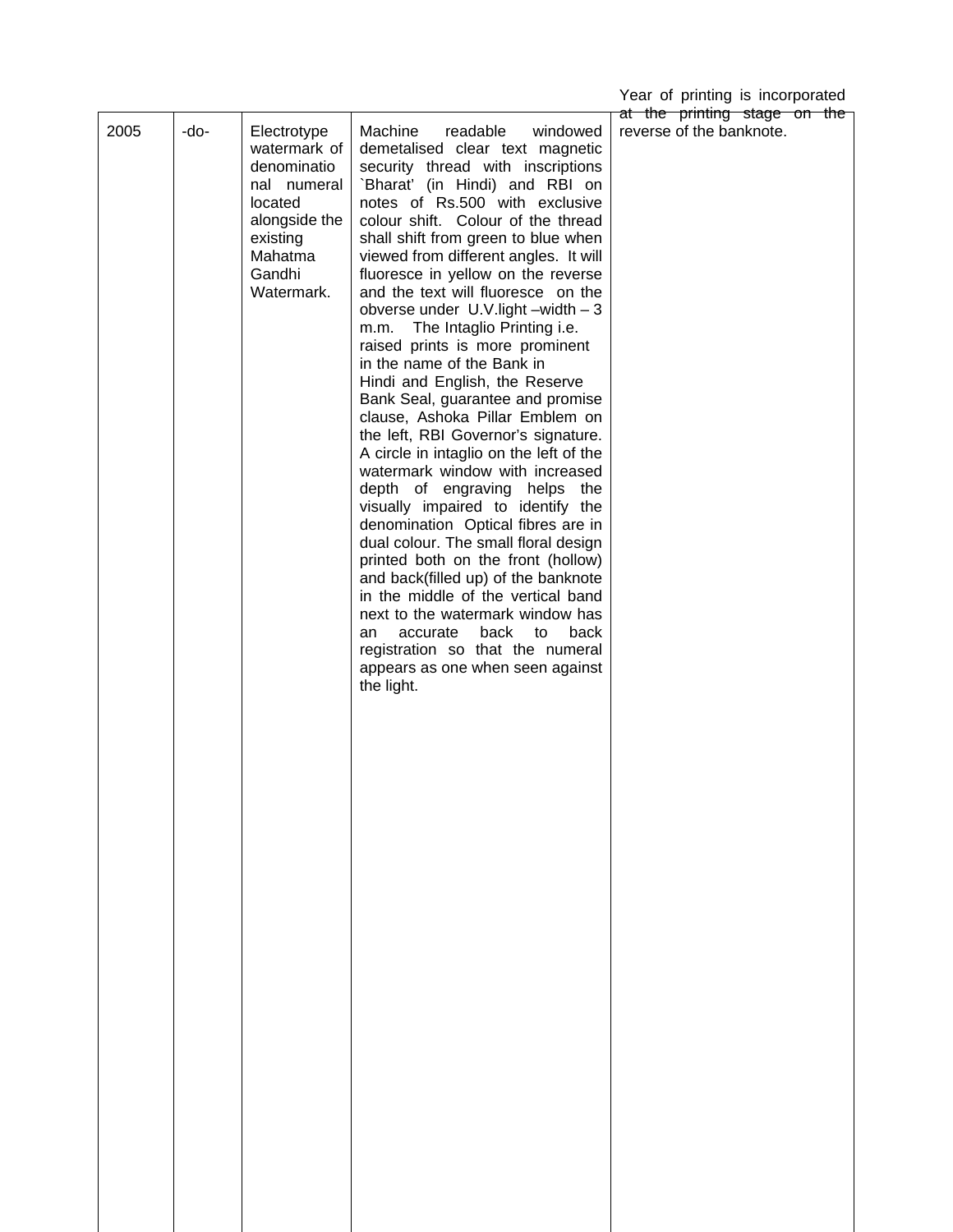| | | | | |
|---|---|---|---|---|
| 2005 | -do- | Electrotype watermark of denominational numeral located alongside the existing Mahatma Gandhi Watermark. | Machine readable windowed demetalised clear text magnetic security thread with inscriptions `Bharat' (in Hindi) and RBI on notes of Rs.500 with exclusive colour shift. Colour of the thread shall shift from green to blue when viewed from different angles. It will fluoresce in yellow on the reverse and the text will fluoresce on the obverse under U.V.light –width – 3 m.m. The Intaglio Printing i.e. raised prints is more prominent in the name of the Bank in Hindi and English, the Reserve Bank Seal, guarantee and promise clause, Ashoka Pillar Emblem on the left, RBI Governor's signature. A circle in intaglio on the left of the watermark window with increased depth of engraving helps the visually impaired to identify the denomination Optical fibres are in dual colour. The small floral design printed both on the front (hollow) and back(filled up) of the banknote in the middle of the vertical band next to the watermark window has an accurate back to back registration so that the numeral appears as one when seen against the light. | Year of printing is incorporated at the printing stage on the reverse of the banknote. |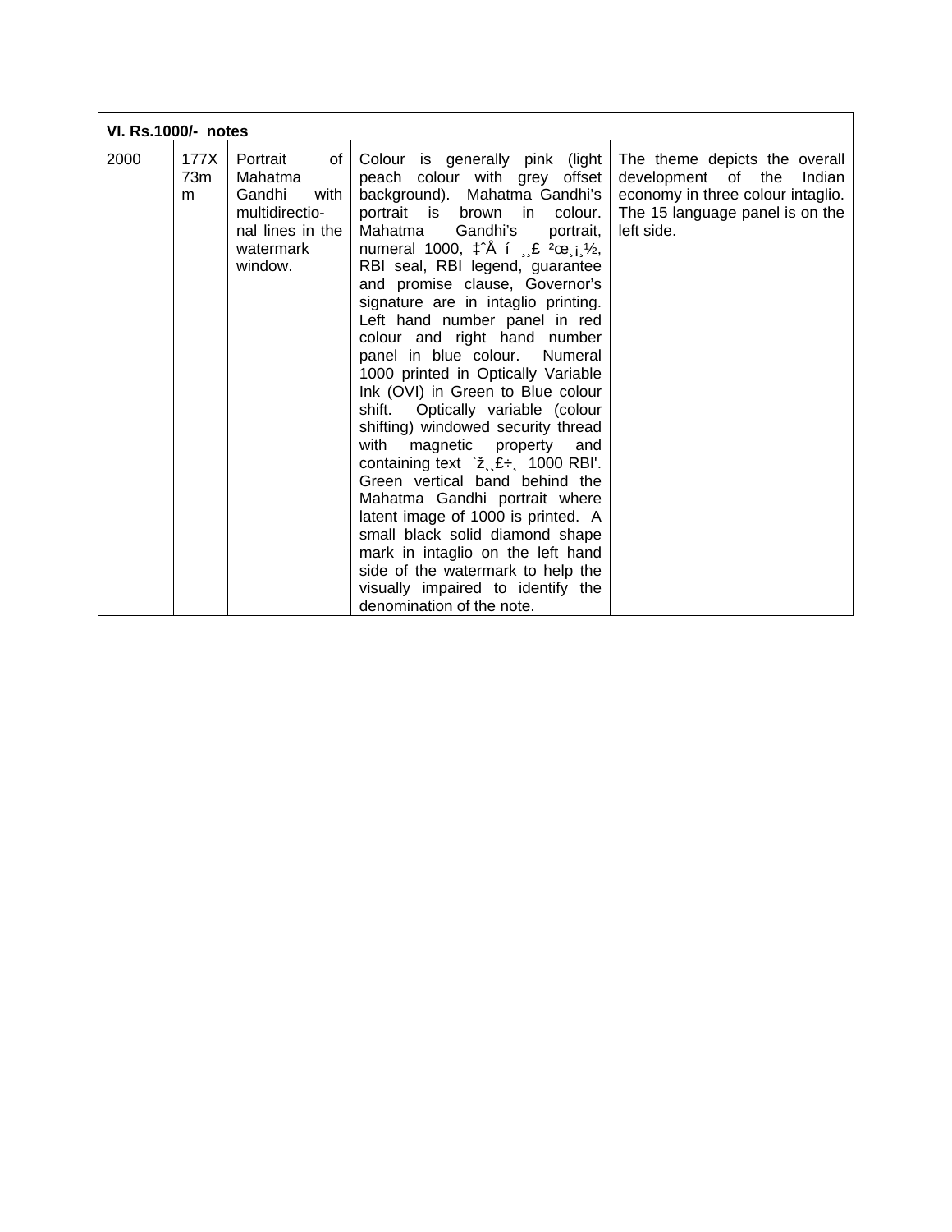| VI. Rs.1000/- notes | | | | |
| --- | --- | --- | --- | --- |
| 2000 | 177X 73mm | Portrait of Mahatma Gandhi with multidirectional lines in the watermark window. | Colour is generally pink (light peach colour with grey offset background). Mahatma Gandhi's portrait is brown in colour. Mahatma Gandhi's portrait, numeral 1000, ‡ˆÅ í ¸¸£ ²œ¸¡¸½, RBI seal, RBI legend, guarantee and promise clause, Governor's signature are in intaglio printing. Left hand number panel in red colour and right hand number panel in blue colour. Numeral 1000 printed in Optically Variable Ink (OVI) in Green to Blue colour shift. Optically variable (colour shifting) windowed security thread with magnetic property and containing text `ž¸¸£÷¸ 1000 RBI'. Green vertical band behind the Mahatma Gandhi portrait where latent image of 1000 is printed. A small black solid diamond shape mark in intaglio on the left hand side of the watermark to help the visually impaired to identify the denomination of the note. | The theme depicts the overall development of the Indian economy in three colour intaglio. The 15 language panel is on the left side. |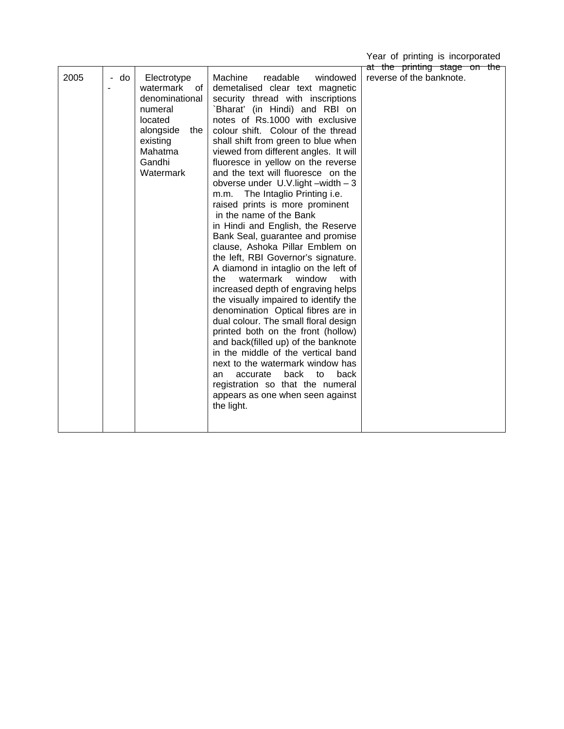| | | | | |
|---|---|---|---|---|
| 2005 | - do - | Electrotype watermark of denominational numeral located alongside the existing Mahatma Gandhi Watermark | Machine readable windowed demetalised clear text magnetic security thread with inscriptions `Bharat' (in Hindi) and RBI on notes of Rs.1000 with exclusive colour shift. Colour of the thread shall shift from green to blue when viewed from different angles. It will fluoresce in yellow on the reverse and the text will fluoresce on the obverse under U.V.light –width – 3 m.m. The Intaglio Printing i.e. raised prints is more prominent in the name of the Bank in Hindi and English, the Reserve Bank Seal, guarantee and promise clause, Ashoka Pillar Emblem on the left, RBI Governor's signature. A diamond in intaglio on the left of the watermark window with increased depth of engraving helps the visually impaired to identify the denomination Optical fibres are in dual colour. The small floral design printed both on the front (hollow) and back(filled up) of the banknote in the middle of the vertical band next to the watermark window has an accurate back to back registration so that the numeral appears as one when seen against the light. | Year of printing is incorporated at the printing stage on the reverse of the banknote. |